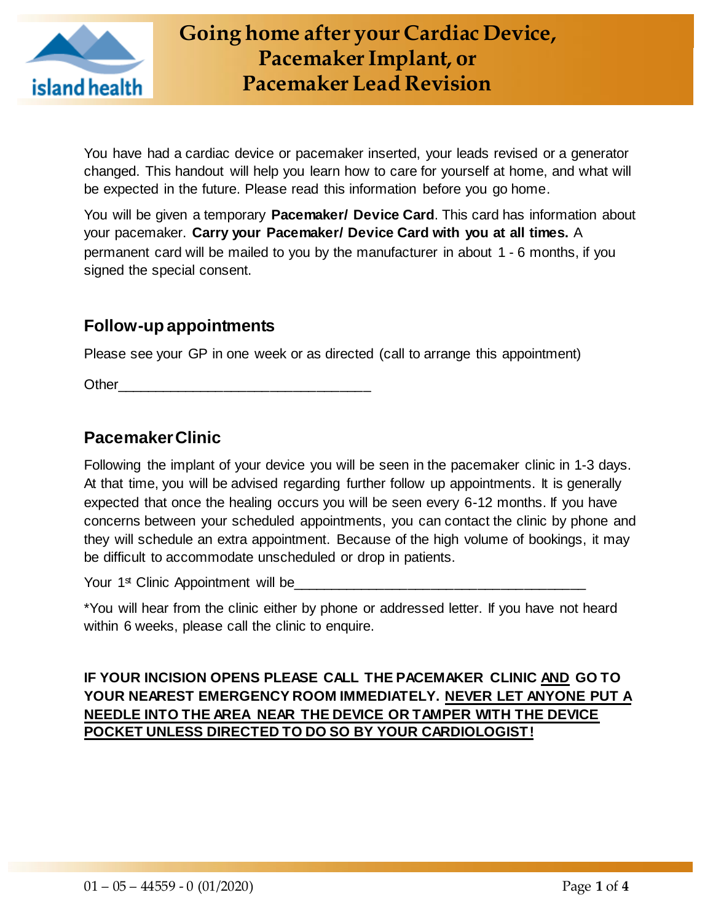# Going home after your Cardiac Device, Pacemaker Implant, or Pacemaker Lead Revision

You have had a cardiac device or pacemaker inserted, your leads revised or a generator changed. This handout will help you learn how to care for yourself at home, and what will be expected in the future. Please read this information before you go home.

You will be given a temporary **Pacemaker/ Device Card**. This card has information about your pacemaker. **Carry your Pacemaker/ Device Card with you at all times.** A permanent card will be mailed to you by the manufacturer in about 1 - 6 months, if you signed the special consent.

## Follow-up appointments

Please see your GP in one week or as directed (call to arrange this appointment)

Other_________________________________

## Pacemaker Clinic

Following the implant of your device you will be seen in the pacemaker clinic in 1-3 days. At that time, you will be advised regarding further follow up appointments. It is generally expected that once the healing occurs you will be seen every 6-12 months. If you have concerns between your scheduled appointments, you can contact the clinic by phone and they will schedule an extra appointment. Because of the high volume of bookings, it may be difficult to accommodate unscheduled or drop in patients.

Your 1st Clinic Appointment will be______________________________________

*You will hear from the clinic either by phone or addressed letter. If you have not heard within 6 weeks, please call the clinic to enquire.

**IF YOUR INCISION OPENS PLEASE CALL THE PACEMAKER CLINIC AND GO TO YOUR NEAREST EMERGENCY ROOM IMMEDIATELY. NEVER LET ANYONE PUT A NEEDLE INTO THE AREA NEAR THE DEVICE OR TAMPER WITH THE DEVICE POCKET UNLESS DIRECTED TO DO SO BY YOUR CARDIOLOGIST!**

01 – 05 – 44559 - 0 (01/2020)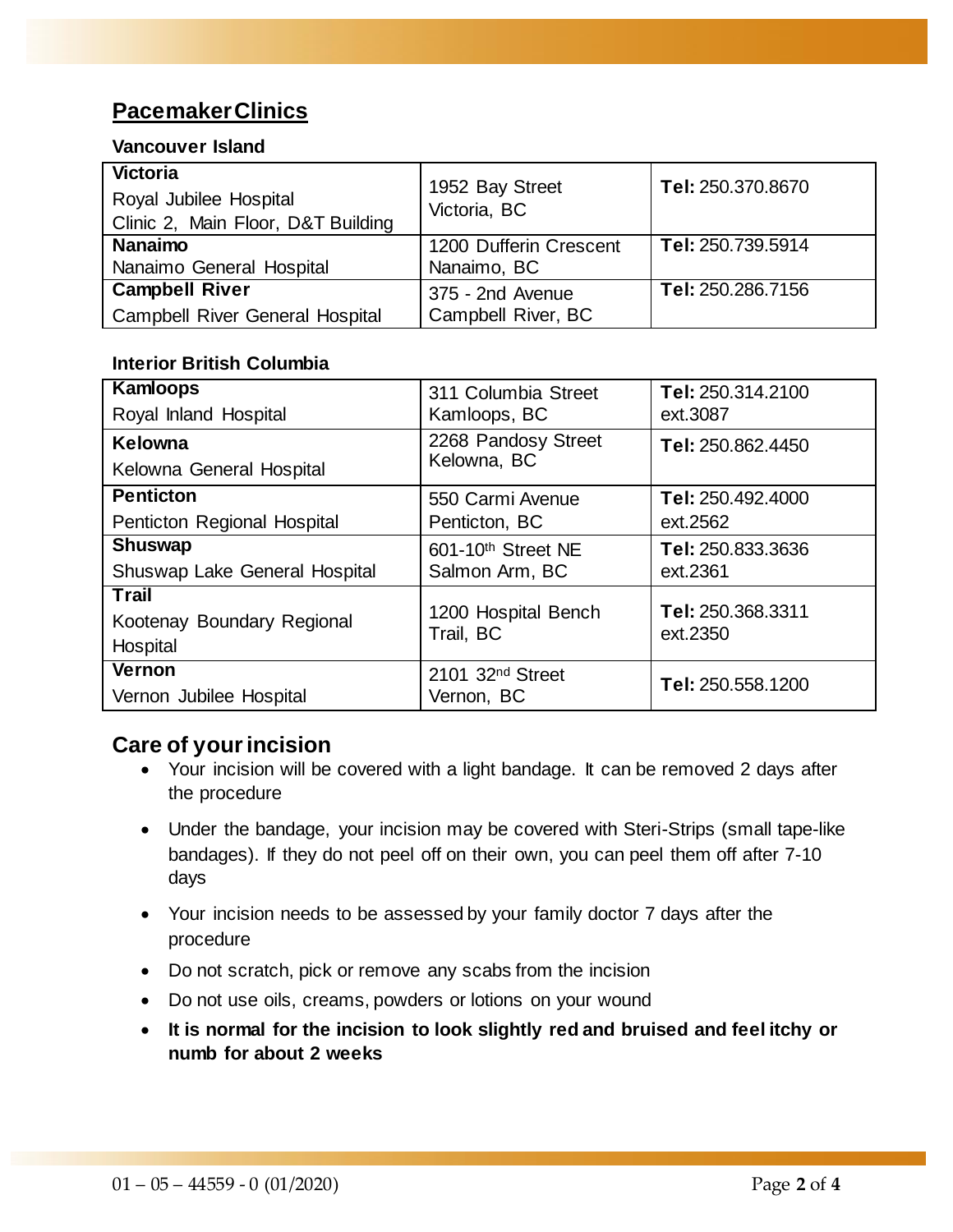## Pacemaker Clinics

**Vancouver Island**

| Location | Address | Telephone |
|---|---|---|
| **Victoria**<br>Royal Jubilee Hospital<br>Clinic 2, Main Floor, D&T Building | 1952 Bay Street<br>Victoria, BC | **Tel:** 250.370.8670 |
| **Nanaimo**<br>Nanaimo General Hospital | 1200 Dufferin Crescent<br>Nanaimo, BC | **Tel:** 250.739.5914 |
| **Campbell River**<br>Campbell River General Hospital | 375 - 2nd Avenue<br>Campbell River, BC | **Tel:** 250.286.7156 |

**Interior British Columbia**

| Location | Address | Telephone |
|---|---|---|
| **Kamloops**<br>Royal Inland Hospital | 311 Columbia Street<br>Kamloops, BC | **Tel:** 250.314.2100<br>ext.3087 |
| **Kelowna**<br>Kelowna General Hospital | 2268 Pandosy Street<br>Kelowna, BC | **Tel:** 250.862.4450 |
| **Penticton**<br>Penticton Regional Hospital | 550 Carmi Avenue<br>Penticton, BC | **Tel:** 250.492.4000<br>ext.2562 |
| **Shuswap**<br>Shuswap Lake General Hospital | 601-10th Street NE<br>Salmon Arm, BC | **Tel:** 250.833.3636<br>ext.2361 |
| **Trail**<br>Kootenay Boundary Regional Hospital | 1200 Hospital Bench<br>Trail, BC | **Tel:** 250.368.3311<br>ext.2350 |
| **Vernon**<br>Vernon Jubilee Hospital | 2101 32nd Street<br>Vernon, BC | **Tel:** 250.558.1200 |

## Care of your incision

- Your incision will be covered with a light bandage. It can be removed 2 days after the procedure
- Under the bandage, your incision may be covered with Steri-Strips (small tape-like bandages). If they do not peel off on their own, you can peel them off after 7-10 days
- Your incision needs to be assessed by your family doctor 7 days after the procedure
- Do not scratch, pick or remove any scabs from the incision
- Do not use oils, creams, powders or lotions on your wound
- **It is normal for the incision to look slightly red and bruised and feel itchy or numb for about 2 weeks**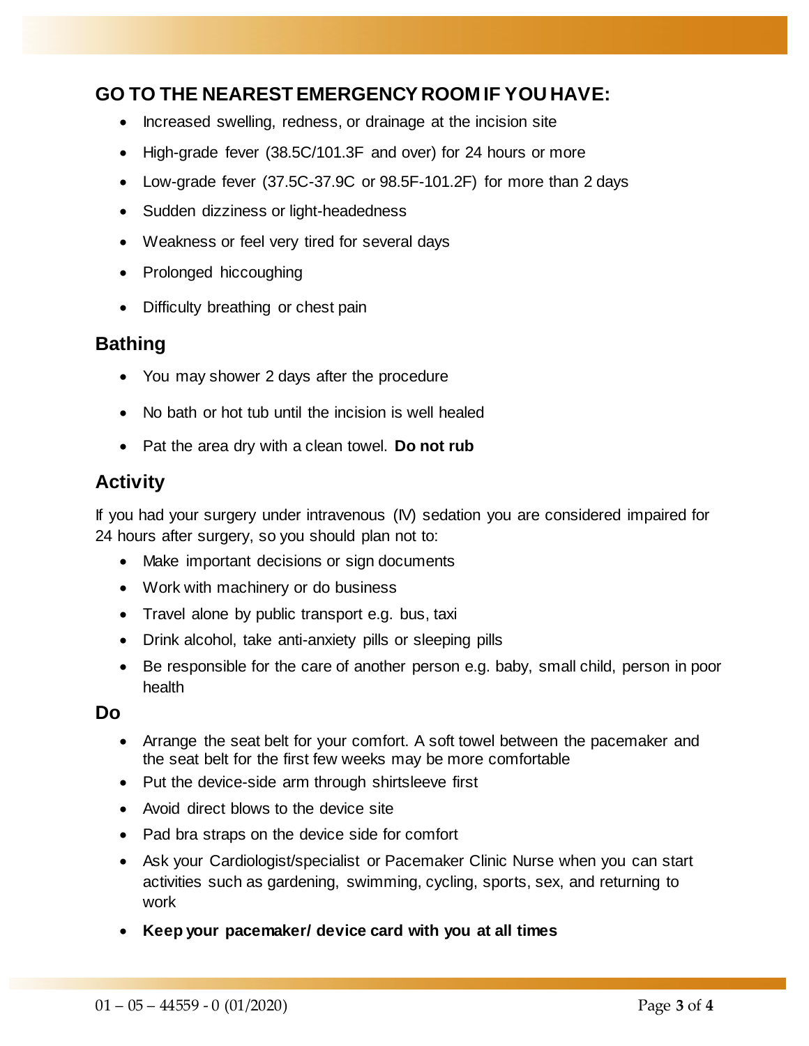## GO TO THE NEAREST EMERGENCY ROOM IF YOU HAVE:

- Increased swelling, redness, or drainage at the incision site
- High-grade fever (38.5C/101.3F and over) for 24 hours or more
- Low-grade fever (37.5C-37.9C or 98.5F-101.2F) for more than 2 days
- Sudden dizziness or light-headedness
- Weakness or feel very tired for several days
- Prolonged hiccoughing
- Difficulty breathing or chest pain

## Bathing

- You may shower 2 days after the procedure
- No bath or hot tub until the incision is well healed
- Pat the area dry with a clean towel. **Do not rub**

## Activity

If you had your surgery under intravenous (IV) sedation you are considered impaired for 24 hours after surgery, so you should plan not to:

- Make important decisions or sign documents
- Work with machinery or do business
- Travel alone by public transport e.g. bus, taxi
- Drink alcohol, take anti-anxiety pills or sleeping pills
- Be responsible for the care of another person e.g. baby, small child, person in poor health

### Do

- Arrange the seat belt for your comfort. A soft towel between the pacemaker and the seat belt for the first few weeks may be more comfortable
- Put the device-side arm through shirtsleeve first
- Avoid direct blows to the device site
- Pad bra straps on the device side for comfort
- Ask your Cardiologist/specialist or Pacemaker Clinic Nurse when you can start activities such as gardening, swimming, cycling, sports, sex, and returning to work
- **Keep your pacemaker/ device card with you at all times**

01 – 05 – 44559 - 0 (01/2020)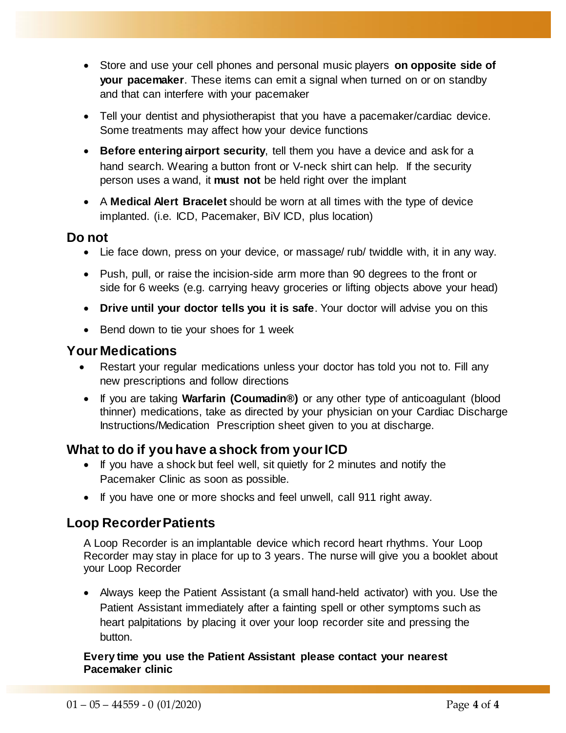- Store and use your cell phones and personal music players **on opposite side of your pacemaker**. These items can emit a signal when turned on or on standby and that can interfere with your pacemaker

- Tell your dentist and physiotherapist that you have a pacemaker/cardiac device. Some treatments may affect how your device functions

- **Before entering airport security**, tell them you have a device and ask for a hand search. Wearing a button front or V-neck shirt can help. If the security person uses a wand, it **must not** be held right over the implant

- A **Medical Alert Bracelet** should be worn at all times with the type of device implanted. (i.e. ICD, Pacemaker, BiV ICD, plus location)

## Do not

- Lie face down, press on your device, or massage/ rub/ twiddle with, it in any way.

- Push, pull, or raise the incision-side arm more than 90 degrees to the front or side for 6 weeks (e.g. carrying heavy groceries or lifting objects above your head)

- **Drive until your doctor tells you it is safe**. Your doctor will advise you on this

- Bend down to tie your shoes for 1 week

## Your Medications

- Restart your regular medications unless your doctor has told you not to. Fill any new prescriptions and follow directions

- If you are taking **Warfarin (Coumadin®)** or any other type of anticoagulant (blood thinner) medications, take as directed by your physician on your Cardiac Discharge Instructions/Medication Prescription sheet given to you at discharge.

## What to do if you have a shock from your ICD

- If you have a shock but feel well, sit quietly for 2 minutes and notify the Pacemaker Clinic as soon as possible.

- If you have one or more shocks and feel unwell, call 911 right away.

## Loop Recorder Patients

A Loop Recorder is an implantable device which record heart rhythms. Your Loop Recorder may stay in place for up to 3 years. The nurse will give you a booklet about your Loop Recorder

- Always keep the Patient Assistant (a small hand-held activator) with you. Use the Patient Assistant immediately after a fainting spell or other symptoms such as heart palpitations by placing it over your loop recorder site and pressing the button.

**Every time you use the Patient Assistant please contact your nearest Pacemaker clinic**

01 – 05 – 44559 - 0 (01/2020)